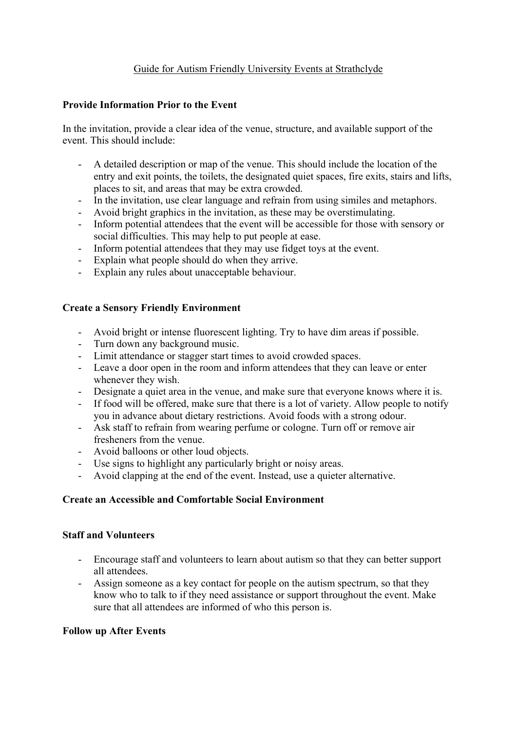# Guide for Autism Friendly University Events at Strathclyde

## Provide Information Prior to the Event

In the invitation, provide a clear idea of the venue, structure, and available support of the event. This should include:

- A detailed description or map of the venue. This should include the location of the entry and exit points, the toilets, the designated quiet spaces, fire exits, stairs and lifts, places to sit, and areas that may be extra crowded.
- In the invitation, use clear language and refrain from using similes and metaphors.
- Avoid bright graphics in the invitation, as these may be overstimulating.
- Inform potential attendees that the event will be accessible for those with sensory or social difficulties. This may help to put people at ease.
- Inform potential attendees that they may use fidget toys at the event.
- Explain what people should do when they arrive.
- Explain any rules about unacceptable behaviour.

## Create a Sensory Friendly Environment

- Avoid bright or intense fluorescent lighting. Try to have dim areas if possible.
- Turn down any background music.
- Limit attendance or stagger start times to avoid crowded spaces.
- Leave a door open in the room and inform attendees that they can leave or enter whenever they wish.
- Designate a quiet area in the venue, and make sure that everyone knows where it is.
- If food will be offered, make sure that there is a lot of variety. Allow people to notify you in advance about dietary restrictions. Avoid foods with a strong odour.
- Ask staff to refrain from wearing perfume or cologne. Turn off or remove air fresheners from the venue.
- Avoid balloons or other loud objects.
- Use signs to highlight any particularly bright or noisy areas.
- Avoid clapping at the end of the event. Instead, use a quieter alternative.

## Create an Accessible and Comfortable Social Environment

### Staff and Volunteers

- Encourage staff and volunteers to learn about autism so that they can better support all attendees.
- Assign someone as a key contact for people on the autism spectrum, so that they know who to talk to if they need assistance or support throughout the event. Make sure that all attendees are informed of who this person is.

## Follow up After Events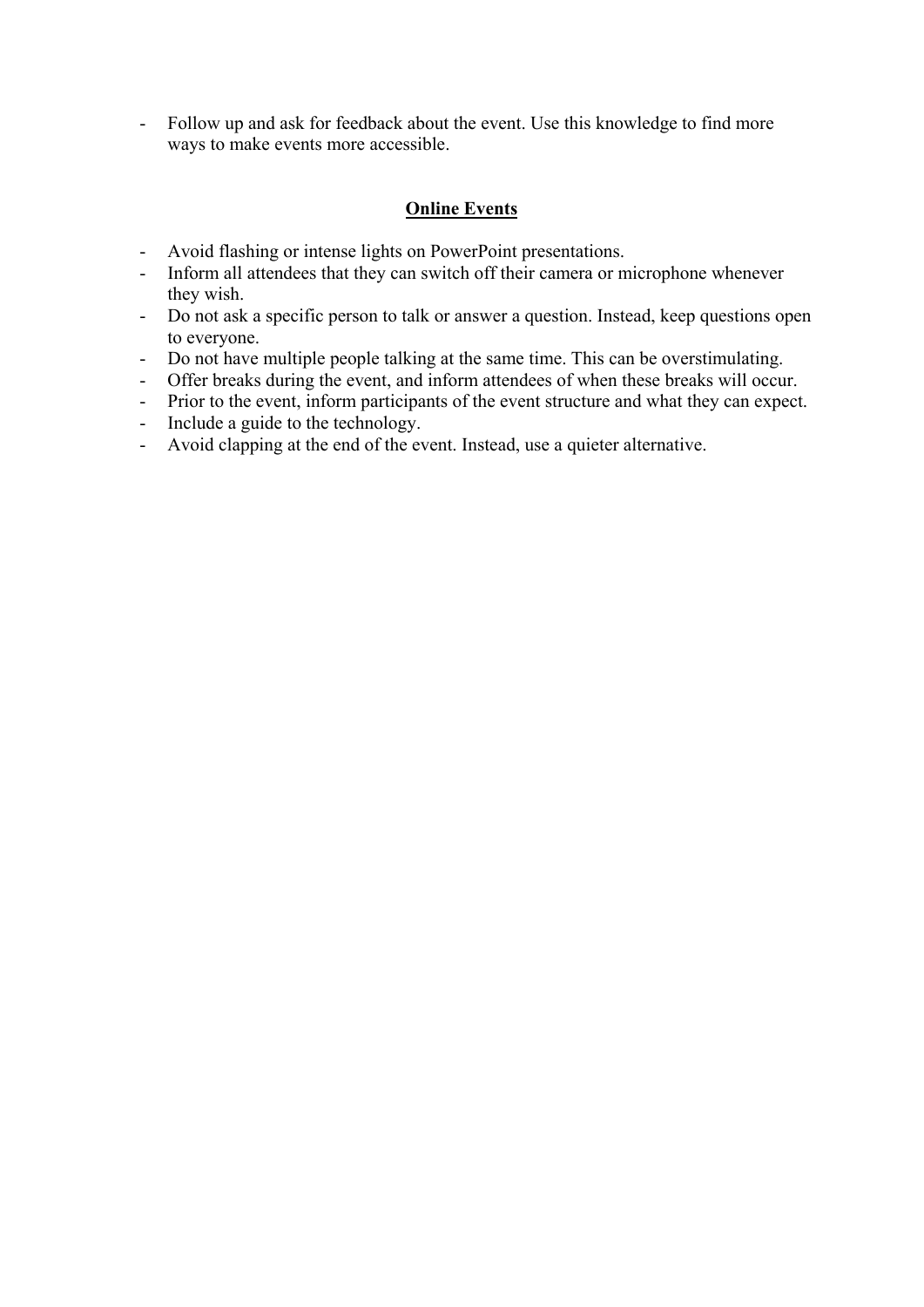- Follow up and ask for feedback about the event. Use this knowledge to find more ways to make events more accessible.

## Online Events

- Avoid flashing or intense lights on PowerPoint presentations.
- Inform all attendees that they can switch off their camera or microphone whenever they wish.
- Do not ask a specific person to talk or answer a question. Instead, keep questions open to everyone.
- Do not have multiple people talking at the same time. This can be overstimulating.
- Offer breaks during the event, and inform attendees of when these breaks will occur.
- Prior to the event, inform participants of the event structure and what they can expect.
- Include a guide to the technology.
- Avoid clapping at the end of the event. Instead, use a quieter alternative.